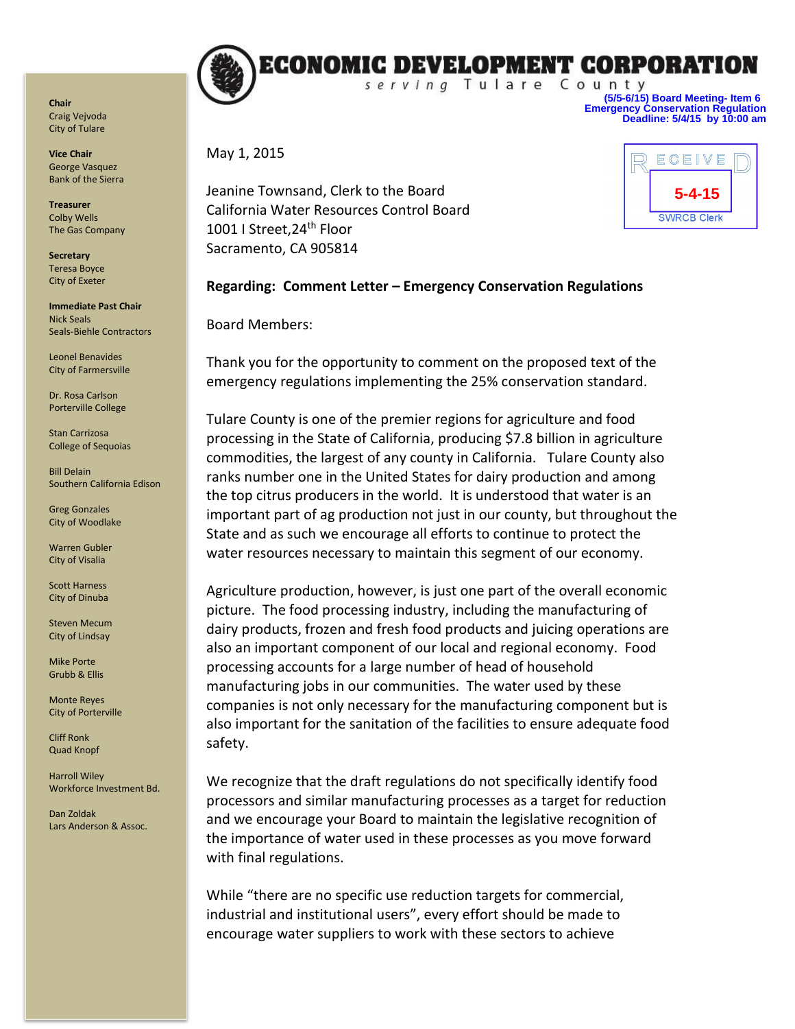# ECONOMIC DEVELOPMENT CORPORATION

serving Tulare County

**(5/5-6/15) Board Meeting- Item 6**
**Emergency Conservation Regulation**
**Deadline: 5/4/15 by 10:00 am**

RECEIVED
5-4-15
SWRCB Clerk

**Chair**
Craig Vejvoda
City of Tulare

**Vice Chair**
George Vasquez
Bank of the Sierra

**Treasurer**
Colby Wells
The Gas Company

**Secretary**
Teresa Boyce
City of Exeter

**Immediate Past Chair**
Nick Seals
Seals-Biehle Contractors

Leonel Benavides
City of Farmersville

Dr. Rosa Carlson
Porterville College

Stan Carrizosa
College of Sequoias

Bill Delain
Southern California Edison

Greg Gonzales
City of Woodlake

Warren Gubler
City of Visalia

Scott Harness
City of Dinuba

Steven Mecum
City of Lindsay

Mike Porte
Grubb & Ellis

Monte Reyes
City of Porterville

Cliff Ronk
Quad Knopf

Harroll Wiley
Workforce Investment Bd.

Dan Zoldak
Lars Anderson & Assoc.

May 1, 2015

Jeanine Townsand, Clerk to the Board
California Water Resources Control Board
1001 I Street,24th Floor
Sacramento, CA 905814

**Regarding: Comment Letter – Emergency Conservation Regulations**

Board Members:

Thank you for the opportunity to comment on the proposed text of the emergency regulations implementing the 25% conservation standard.

Tulare County is one of the premier regions for agriculture and food processing in the State of California, producing $7.8 billion in agriculture commodities, the largest of any county in California. Tulare County also ranks number one in the United States for dairy production and among the top citrus producers in the world. It is understood that water is an important part of ag production not just in our county, but throughout the State and as such we encourage all efforts to continue to protect the water resources necessary to maintain this segment of our economy.

Agriculture production, however, is just one part of the overall economic picture. The food processing industry, including the manufacturing of dairy products, frozen and fresh food products and juicing operations are also an important component of our local and regional economy. Food processing accounts for a large number of head of household manufacturing jobs in our communities. The water used by these companies is not only necessary for the manufacturing component but is also important for the sanitation of the facilities to ensure adequate food safety.

We recognize that the draft regulations do not specifically identify food processors and similar manufacturing processes as a target for reduction and we encourage your Board to maintain the legislative recognition of the importance of water used in these processes as you move forward with final regulations.

While "there are no specific use reduction targets for commercial, industrial and institutional users", every effort should be made to encourage water suppliers to work with these sectors to achieve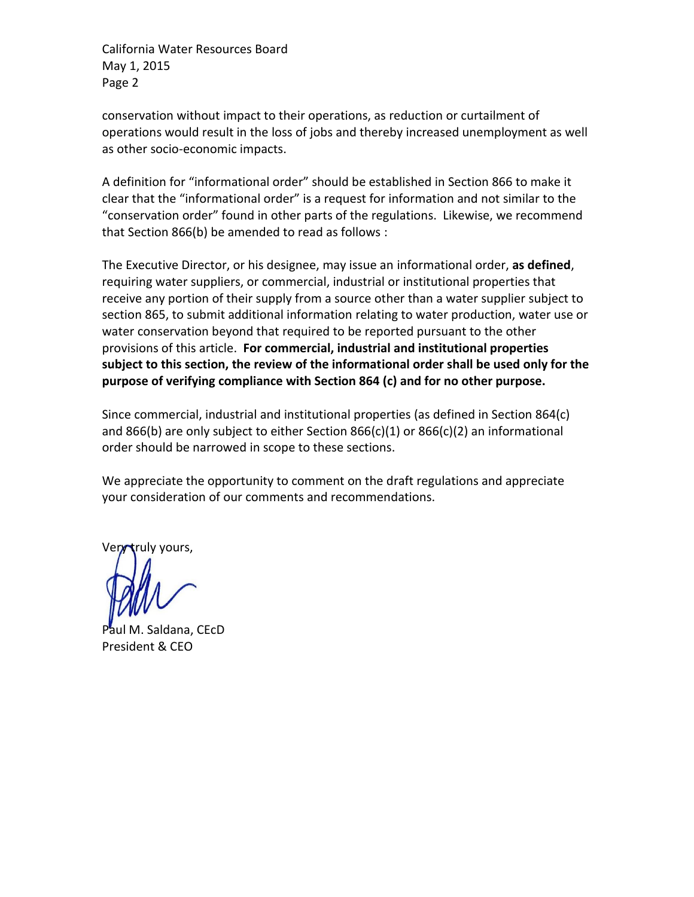conservation without impact to their operations, as reduction or curtailment of operations would result in the loss of jobs and thereby increased unemployment as well as other socio-economic impacts.

A definition for "informational order" should be established in Section 866 to make it clear that the "informational order" is a request for information and not similar to the "conservation order" found in other parts of the regulations. Likewise, we recommend that Section 866(b) be amended to read as follows :

The Executive Director, or his designee, may issue an informational order, **as defined**, requiring water suppliers, or commercial, industrial or institutional properties that receive any portion of their supply from a source other than a water supplier subject to section 865, to submit additional information relating to water production, water use or water conservation beyond that required to be reported pursuant to the other provisions of this article. **For commercial, industrial and institutional properties subject to this section, the review of the informational order shall be used only for the purpose of verifying compliance with Section 864 (c) and for no other purpose.**

Since commercial, industrial and institutional properties (as defined in Section 864(c) and 866(b) are only subject to either Section 866(c)(1) or 866(c)(2) an informational order should be narrowed in scope to these sections.

We appreciate the opportunity to comment on the draft regulations and appreciate your consideration of our comments and recommendations.

Very truly yours,

Paul M. Saldana, CEcD
President & CEO